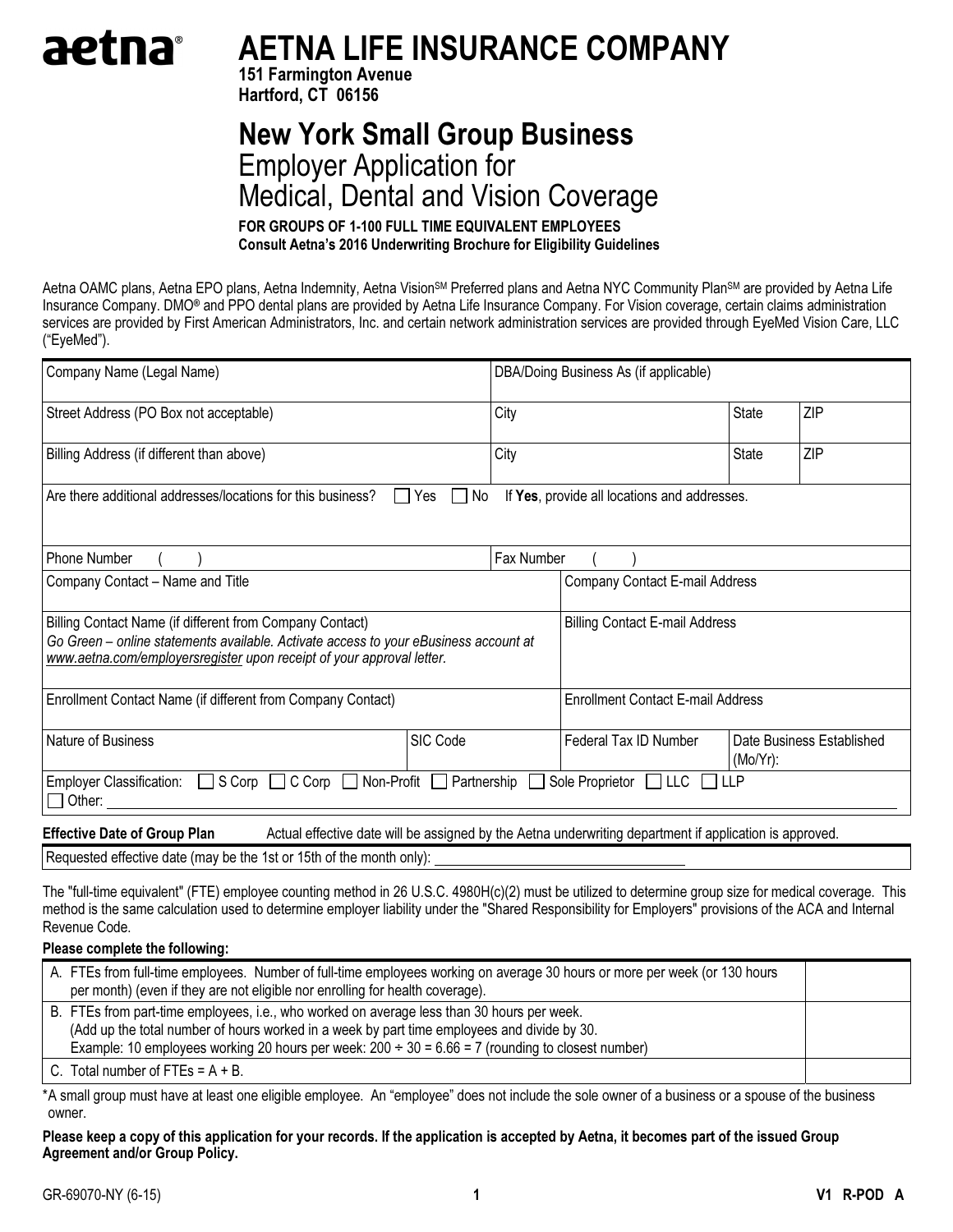# aetna® AETNA LIFE INSURANCE COMPANY

**151 Farmington Avenue**
**Hartford, CT 06156**

## New York Small Group Business
## Employer Application for Medical, Dental and Vision Coverage

**FOR GROUPS OF 1-100 FULL TIME EQUIVALENT EMPLOYEES**
**Consult Aetna's 2016 Underwriting Brochure for Eligibility Guidelines**

Aetna OAMC plans, Aetna EPO plans, Aetna Indemnity, Aetna Vision[SM] Preferred plans and Aetna NYC Community Plan[SM] are provided by Aetna Life Insurance Company. DMO® and PPO dental plans are provided by Aetna Life Insurance Company. For Vision coverage, certain claims administration services are provided by First American Administrators, Inc. and certain network administration services are provided through EyeMed Vision Care, LLC ("EyeMed").

| Company Name (Legal Name) | DBA/Doing Business As (if applicable) | | |
|---|---|---|---|
| Street Address (PO Box not acceptable) | City | State | ZIP |
| Billing Address (if different than above) | City | State | ZIP |

Are there additional addresses/locations for this business? ☐ Yes ☐ No If **Yes**, provide all locations and addresses.

| Phone Number ( ) | Fax Number ( ) |
|---|---|
| Company Contact – Name and Title | Company Contact E-mail Address |
| Billing Contact Name (if different from Company Contact)<br>*Go Green – online statements available. Activate access to your eBusiness account at www.aetna.com/employersregister upon receipt of your approval letter.* | Billing Contact E-mail Address |
| Enrollment Contact Name (if different from Company Contact) | Enrollment Contact E-mail Address |

| Nature of Business | SIC Code | Federal Tax ID Number | Date Business Established (Mo/Yr): |
|---|---|---|---|

Employer Classification: ☐ S Corp ☐ C Corp ☐ Non-Profit ☐ Partnership ☐ Sole Proprietor ☐ LLC ☐ LLP
☐ Other: ____________________

**Effective Date of Group Plan** Actual effective date will be assigned by the Aetna underwriting department if application is approved.

Requested effective date (may be the 1st or 15th of the month only): ____________________

The "full-time equivalent" (FTE) employee counting method in 26 U.S.C. 4980H(c)(2) must be utilized to determine group size for medical coverage. This method is the same calculation used to determine employer liability under the "Shared Responsibility for Employers" provisions of the ACA and Internal Revenue Code.

**Please complete the following:**

| | |
|---|---|
| A. FTEs from full-time employees. Number of full-time employees working on average 30 hours or more per week (or 130 hours per month) (even if they are not eligible nor enrolling for health coverage). | |
| B. FTEs from part-time employees, i.e., who worked on average less than 30 hours per week.<br>(Add up the total number of hours worked in a week by part time employees and divide by 30.<br>Example: 10 employees working 20 hours per week: 200 ÷ 30 = 6.66 = 7 (rounding to closest number) | |
| C. Total number of FTEs = A + B. | |

*A small group must have at least one eligible employee. An "employee" does not include the sole owner of a business or a spouse of the business owner.

**Please keep a copy of this application for your records. If the application is accepted by Aetna, it becomes part of the issued Group Agreement and/or Group Policy.**

GR-69070-NY (6-15) V1 R-POD A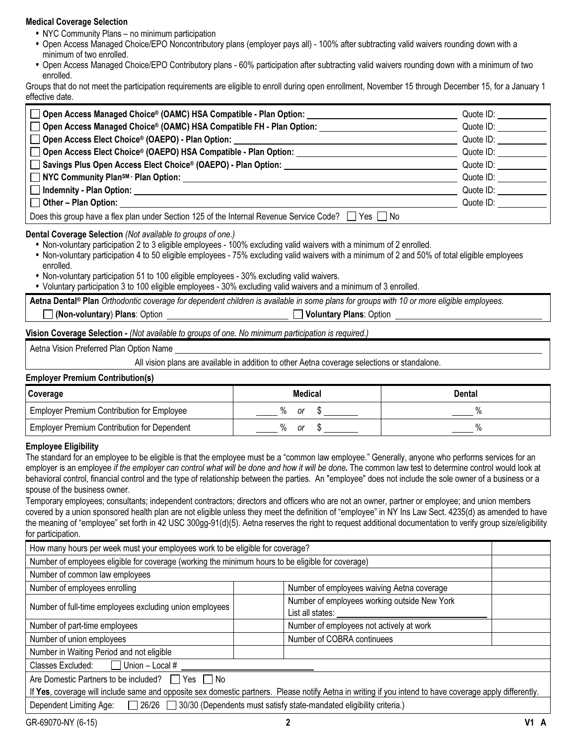**Medical Coverage Selection**

- NYC Community Plans – no minimum participation
- Open Access Managed Choice/EPO Noncontributory plans (employer pays all) - 100% after subtracting valid waivers rounding down with a minimum of two enrolled.
- Open Access Managed Choice/EPO Contributory plans - 60% participation after subtracting valid waivers rounding down with a minimum of two enrolled.

Groups that do not meet the participation requirements are eligible to enroll during open enrollment, November 15 through December 15, for a January 1 effective date.

| | |
|---|---|
| ☐ **Open Access Managed Choice® (OAMC) HSA Compatible - Plan Option:** ______ | Quote ID: ______ |
| ☐ **Open Access Managed Choice® (OAMC) HSA Compatible FH - Plan Option:** ______ | Quote ID: ______ |
| ☐ **Open Access Elect Choice® (OAEPO) - Plan Option:** ______ | Quote ID: ______ |
| ☐ **Open Access Elect Choice® (OAEPO) HSA Compatible - Plan Option:** ______ | Quote ID: ______ |
| ☐ **Savings Plus Open Access Elect Choice® (OAEPO) - Plan Option:** ______ | Quote ID: ______ |
| ☐ **NYC Community Plan℠ - Plan Option:** ______ | Quote ID: ______ |
| ☐ **Indemnity - Plan Option:** ______ | Quote ID: ______ |
| ☐ **Other – Plan Option:** ______ | Quote ID: ______ |
| Does this group have a flex plan under Section 125 of the Internal Revenue Service Code? ☐ Yes ☐ No | |

**Dental Coverage Selection** *(Not available to groups of one.)*

- Non-voluntary participation 2 to 3 eligible employees - 100% excluding valid waivers with a minimum of 2 enrolled.
- Non-voluntary participation 4 to 50 eligible employees - 75% excluding valid waivers with a minimum of 2 and 50% of total eligible employees enrolled.
- Non-voluntary participation 51 to 100 eligible employees - 30% excluding valid waivers.
- Voluntary participation 3 to 100 eligible employees - 30% excluding valid waivers and a minimum of 3 enrolled.

**Aetna Dental® Plan** *Orthodontic coverage for dependent children is available in some plans for groups with 10 or more eligible employees.*

☐ **(Non-voluntary) Plans**: Option ______ ☐ **Voluntary Plans**: Option ______

**Vision Coverage Selection -** *(Not available to groups of one. No minimum participation is required.)*

Aetna Vision Preferred Plan Option Name ______

All vision plans are available in addition to other Aetna coverage selections or standalone.

**Employer Premium Contribution(s)**

| Coverage | Medical | Dental |
|---|---|---|
| Employer Premium Contribution for Employee | ____ % *or* $ ______ | ____ % |
| Employer Premium Contribution for Dependent | ____ % *or* $ ______ | ____ % |

**Employee Eligibility**

The standard for an employee to be eligible is that the employee must be a "common law employee." Generally, anyone who performs services for an employer is an employee *if the employer can control what will be done and how it will be done.* The common law test to determine control would look at behavioral control, financial control and the type of relationship between the parties. An "employee" does not include the sole owner of a business or a spouse of the business owner.

Temporary employees; consultants; independent contractors; directors and officers who are not an owner, partner or employee; and union members covered by a union sponsored health plan are not eligible unless they meet the definition of "employee" in NY Ins Law Sect. 4235(d) as amended to have the meaning of "employee" set forth in 42 USC 300gg-91(d)(5). Aetna reserves the right to request additional documentation to verify group size/eligibility for participation.

| | | | |
|---|---|---|---|
| How many hours per week must your employees work to be eligible for coverage? | | | |
| Number of employees eligible for coverage (working the minimum hours to be eligible for coverage) | | | |
| Number of common law employees | | | |
| Number of employees enrolling | | Number of employees waiving Aetna coverage | |
| Number of full-time employees excluding union employees | | Number of employees working outside New York<br>List all states: ______ | |
| Number of part-time employees | | Number of employees not actively at work | |
| Number of union employees | | Number of COBRA continuees | |
| Number in Waiting Period and not eligible | | | |
| Classes Excluded: ☐ Union – Local # ______ | | | |
| Are Domestic Partners to be included? ☐ Yes ☐ No<br>If **Yes**, coverage will include same and opposite sex domestic partners. Please notify Aetna in writing if you intend to have coverage apply differently. | | | |
| Dependent Limiting Age: ☐ 26/26 ☐ 30/30 (Dependents must satisfy state-mandated eligibility criteria.) | | | |

GR-69070-NY (6-15) V1 A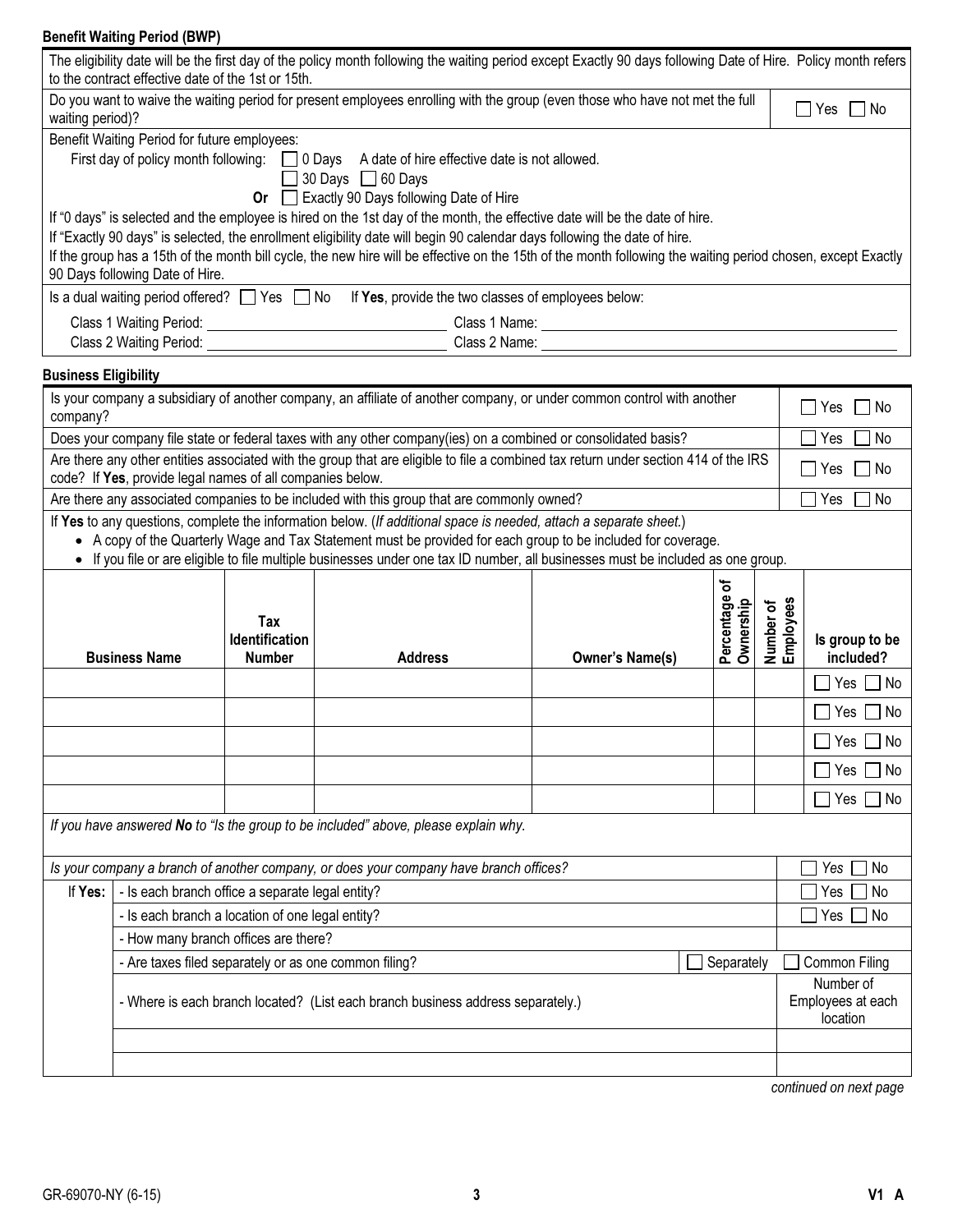**Benefit Waiting Period (BWP)**

The eligibility date will be the first day of the policy month following the waiting period except Exactly 90 days following Date of Hire. Policy month refers to the contract effective date of the 1st or 15th.

Do you want to waive the waiting period for present employees enrolling with the group (even those who have not met the full waiting period)? ☐ Yes ☐ No

Benefit Waiting Period for future employees:

First day of policy month following: ☐ 0 Days A date of hire effective date is not allowed.

☐ 30 Days ☐ 60 Days

**Or** ☐ Exactly 90 Days following Date of Hire

If "0 days" is selected and the employee is hired on the 1st day of the month, the effective date will be the date of hire.

If "Exactly 90 days" is selected, the enrollment eligibility date will begin 90 calendar days following the date of hire.

If the group has a 15th of the month bill cycle, the new hire will be effective on the 15th of the month following the waiting period chosen, except Exactly 90 Days following Date of Hire.

Is a dual waiting period offered? ☐ Yes ☐ No If **Yes**, provide the two classes of employees below:

Class 1 Waiting Period: ______________________ Class 1 Name: ______________________

Class 2 Waiting Period: ______________________ Class 2 Name: ______________________

**Business Eligibility**

| | |
|---|---|
| Is your company a subsidiary of another company, an affiliate of another company, or under common control with another company? | ☐ Yes ☐ No |
| Does your company file state or federal taxes with any other company(ies) on a combined or consolidated basis? | ☐ Yes ☐ No |
| Are there any other entities associated with the group that are eligible to file a combined tax return under section 414 of the IRS code? If **Yes**, provide legal names of all companies below. | ☐ Yes ☐ No |
| Are there any associated companies to be included with this group that are commonly owned? | ☐ Yes ☐ No |

If **Yes** to any questions, complete the information below. (*If additional space is needed, attach a separate sheet.*)

- A copy of the Quarterly Wage and Tax Statement must be provided for each group to be included for coverage.
- If you file or are eligible to file multiple businesses under one tax ID number, all businesses must be included as one group.

| Business Name | Tax Identification Number | Address | Owner's Name(s) | Percentage of Ownership | Number of Employees | Is group to be included? |
|---|---|---|---|---|---|---|
| | | | | | | ☐ Yes ☐ No |
| | | | | | | ☐ Yes ☐ No |
| | | | | | | ☐ Yes ☐ No |
| | | | | | | ☐ Yes ☐ No |
| | | | | | | ☐ Yes ☐ No |

*If you have answered **No** to "Is the group to be included" above, please explain why.*

| | | |
|---|---|---|
| *Is your company a branch of another company, or does your company have branch offices?* | | ☐ Yes ☐ No |
| If **Yes**: | - Is each branch office a separate legal entity? | ☐ Yes ☐ No |
| | - Is each branch a location of one legal entity? | ☐ Yes ☐ No |
| | - How many branch offices are there? | |
| | - Are taxes filed separately or as one common filing? ☐ Separately | ☐ Common Filing |
| | - Where is each branch located? (List each branch business address separately.) | Number of Employees at each location |
| | | |
| | | |

*continued on next page*

GR-69070-NY (6-15) V1 A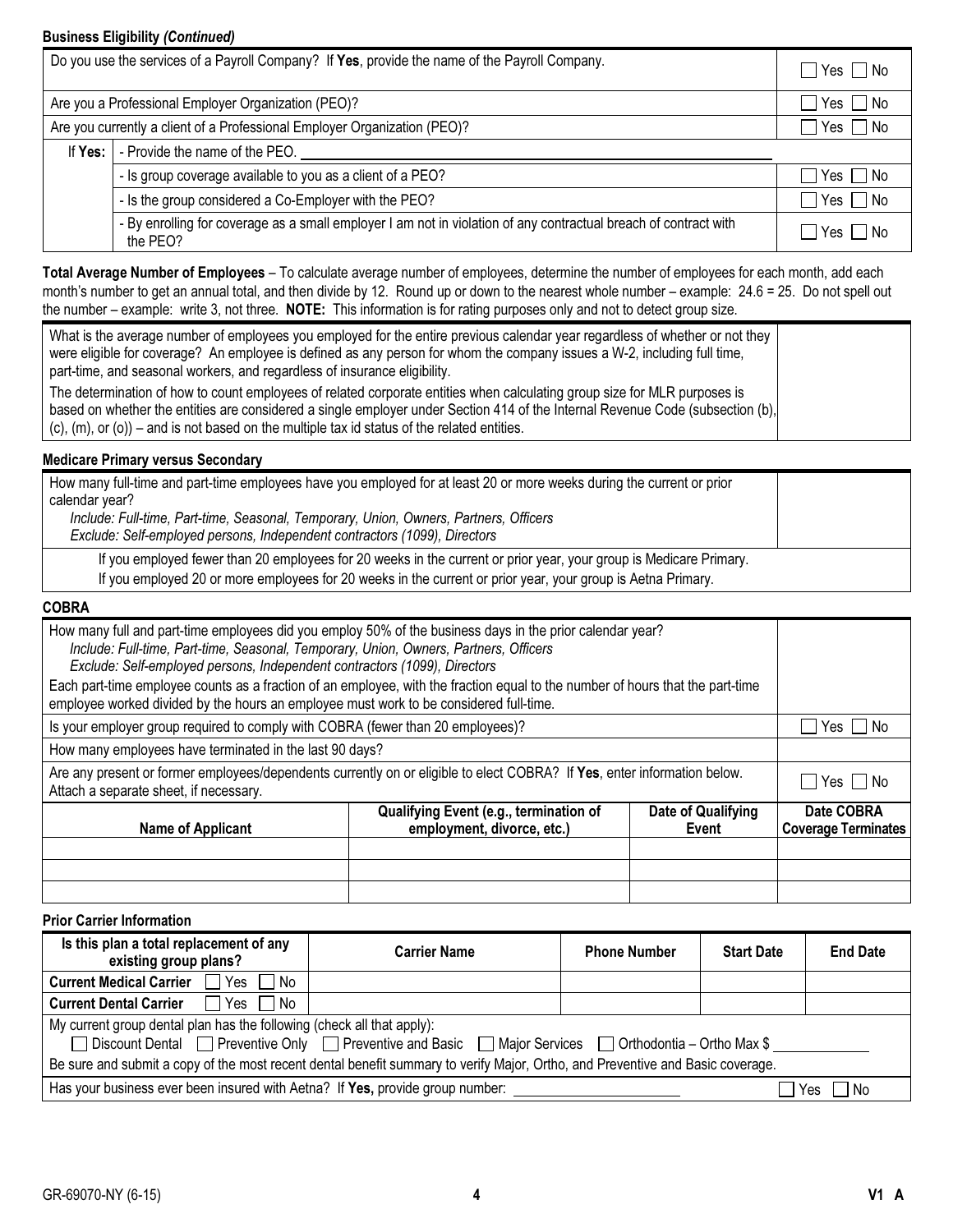**Business Eligibility *(Continued)***

| | | |
|---|---|---|
| Do you use the services of a Payroll Company? If **Yes**, provide the name of the Payroll Company. | | ☐ Yes ☐ No |
| Are you a Professional Employer Organization (PEO)? | | ☐ Yes ☐ No |
| Are you currently a client of a Professional Employer Organization (PEO)? | | ☐ Yes ☐ No |
| If **Yes:** | - Provide the name of the PEO. ______ | |
| | - Is group coverage available to you as a client of a PEO? | ☐ Yes ☐ No |
| | - Is the group considered a Co-Employer with the PEO? | ☐ Yes ☐ No |
| | - By enrolling for coverage as a small employer I am not in violation of any contractual breach of contract with the PEO? | ☐ Yes ☐ No |

**Total Average Number of Employees** – To calculate average number of employees, determine the number of employees for each month, add each month's number to get an annual total, and then divide by 12. Round up or down to the nearest whole number – example: 24.6 = 25. Do not spell out the number – example: write 3, not three. **NOTE:** This information is for rating purposes only and not to detect group size.

| | |
|---|---|
| What is the average number of employees you employed for the entire previous calendar year regardless of whether or not they were eligible for coverage? An employee is defined as any person for whom the company issues a W-2, including full time, part-time, and seasonal workers, and regardless of insurance eligibility.<br>The determination of how to count employees of related corporate entities when calculating group size for MLR purposes is based on whether the entities are considered a single employer under Section 414 of the Internal Revenue Code (subsection (b), (c), (m), or (o)) – and is not based on the multiple tax id status of the related entities. | |

**Medicare Primary versus Secondary**

| | |
|---|---|
| How many full-time and part-time employees have you employed for at least 20 or more weeks during the current or prior calendar year?<br>*Include: Full-time, Part-time, Seasonal, Temporary, Union, Owners, Partners, Officers*<br>*Exclude: Self-employed persons, Independent contractors (1099), Directors* | |
| If you employed fewer than 20 employees for 20 weeks in the current or prior year, your group is Medicare Primary.<br>If you employed 20 or more employees for 20 weeks in the current or prior year, your group is Aetna Primary. | |

**COBRA**

| | | | |
|---|---|---|---|
| How many full and part-time employees did you employ 50% of the business days in the prior calendar year?<br>*Include: Full-time, Part-time, Seasonal, Temporary, Union, Owners, Partners, Officers*<br>*Exclude: Self-employed persons, Independent contractors (1099), Directors*<br>Each part-time employee counts as a fraction of an employee, with the fraction equal to the number of hours that the part-time employee worked divided by the hours an employee must work to be considered full-time. | | | |
| Is your employer group required to comply with COBRA (fewer than 20 employees)? | | | ☐ Yes ☐ No |
| How many employees have terminated in the last 90 days? | | | |
| Are any present or former employees/dependents currently on or eligible to elect COBRA? If **Yes**, enter information below. Attach a separate sheet, if necessary. | | | ☐ Yes ☐ No |
| **Name of Applicant** | **Qualifying Event (e.g., termination of employment, divorce, etc.)** | **Date of Qualifying Event** | **Date COBRA Coverage Terminates** |
| | | | |
| | | | |
| | | | |

**Prior Carrier Information**

| Is this plan a total replacement of any existing group plans? | Carrier Name | Phone Number | Start Date | End Date |
|---|---|---|---|---|
| **Current Medical Carrier** ☐ Yes ☐ No | | | | |
| **Current Dental Carrier** ☐ Yes ☐ No | | | | |
| My current group dental plan has the following (check all that apply):<br>☐ Discount Dental ☐ Preventive Only ☐ Preventive and Basic ☐ Major Services ☐ Orthodontia – Ortho Max $ ______<br>Be sure and submit a copy of the most recent dental benefit summary to verify Major, Ortho, and Preventive and Basic coverage. | | | | |
| Has your business ever been insured with Aetna? If **Yes,** provide group number: ______ ☐ Yes ☐ No | | | | |

GR-69070-NY (6-15) V1 A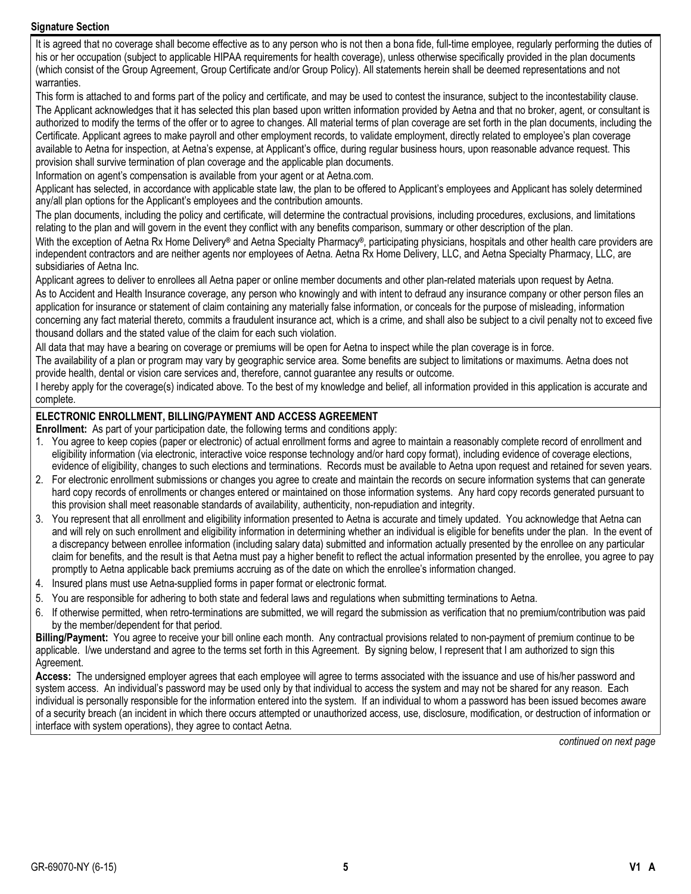**Signature Section**

It is agreed that no coverage shall become effective as to any person who is not then a bona fide, full-time employee, regularly performing the duties of his or her occupation (subject to applicable HIPAA requirements for health coverage), unless otherwise specifically provided in the plan documents (which consist of the Group Agreement, Group Certificate and/or Group Policy). All statements herein shall be deemed representations and not warranties.

This form is attached to and forms part of the policy and certificate, and may be used to contest the insurance, subject to the incontestability clause.

The Applicant acknowledges that it has selected this plan based upon written information provided by Aetna and that no broker, agent, or consultant is authorized to modify the terms of the offer or to agree to changes. All material terms of plan coverage are set forth in the plan documents, including the Certificate. Applicant agrees to make payroll and other employment records, to validate employment, directly related to employee's plan coverage available to Aetna for inspection, at Aetna's expense, at Applicant's office, during regular business hours, upon reasonable advance request. This provision shall survive termination of plan coverage and the applicable plan documents.

Information on agent's compensation is available from your agent or at Aetna.com.

Applicant has selected, in accordance with applicable state law, the plan to be offered to Applicant's employees and Applicant has solely determined any/all plan options for the Applicant's employees and the contribution amounts.

The plan documents, including the policy and certificate, will determine the contractual provisions, including procedures, exclusions, and limitations relating to the plan and will govern in the event they conflict with any benefits comparison, summary or other description of the plan.

With the exception of Aetna Rx Home Delivery® and Aetna Specialty Pharmacy®, participating physicians, hospitals and other health care providers are independent contractors and are neither agents nor employees of Aetna. Aetna Rx Home Delivery, LLC, and Aetna Specialty Pharmacy, LLC, are subsidiaries of Aetna Inc.

Applicant agrees to deliver to enrollees all Aetna paper or online member documents and other plan-related materials upon request by Aetna.

As to Accident and Health Insurance coverage, any person who knowingly and with intent to defraud any insurance company or other person files an application for insurance or statement of claim containing any materially false information, or conceals for the purpose of misleading, information concerning any fact material thereto, commits a fraudulent insurance act, which is a crime, and shall also be subject to a civil penalty not to exceed five thousand dollars and the stated value of the claim for each such violation.

All data that may have a bearing on coverage or premiums will be open for Aetna to inspect while the plan coverage is in force.

The availability of a plan or program may vary by geographic service area. Some benefits are subject to limitations or maximums. Aetna does not provide health, dental or vision care services and, therefore, cannot guarantee any results or outcome.

I hereby apply for the coverage(s) indicated above. To the best of my knowledge and belief, all information provided in this application is accurate and complete.

**ELECTRONIC ENROLLMENT, BILLING/PAYMENT AND ACCESS AGREEMENT**

**Enrollment:** As part of your participation date, the following terms and conditions apply:

1. You agree to keep copies (paper or electronic) of actual enrollment forms and agree to maintain a reasonably complete record of enrollment and eligibility information (via electronic, interactive voice response technology and/or hard copy format), including evidence of coverage elections, evidence of eligibility, changes to such elections and terminations. Records must be available to Aetna upon request and retained for seven years.
2. For electronic enrollment submissions or changes you agree to create and maintain the records on secure information systems that can generate hard copy records of enrollments or changes entered or maintained on those information systems. Any hard copy records generated pursuant to this provision shall meet reasonable standards of availability, authenticity, non-repudiation and integrity.
3. You represent that all enrollment and eligibility information presented to Aetna is accurate and timely updated. You acknowledge that Aetna can and will rely on such enrollment and eligibility information in determining whether an individual is eligible for benefits under the plan. In the event of a discrepancy between enrollee information (including salary data) submitted and information actually presented by the enrollee on any particular claim for benefits, and the result is that Aetna must pay a higher benefit to reflect the actual information presented by the enrollee, you agree to pay promptly to Aetna applicable back premiums accruing as of the date on which the enrollee's information changed.
4. Insured plans must use Aetna-supplied forms in paper format or electronic format.
5. You are responsible for adhering to both state and federal laws and regulations when submitting terminations to Aetna.
6. If otherwise permitted, when retro-terminations are submitted, we will regard the submission as verification that no premium/contribution was paid by the member/dependent for that period.

**Billing/Payment:** You agree to receive your bill online each month. Any contractual provisions related to non-payment of premium continue to be applicable. I/we understand and agree to the terms set forth in this Agreement. By signing below, I represent that I am authorized to sign this Agreement.

**Access:** The undersigned employer agrees that each employee will agree to terms associated with the issuance and use of his/her password and system access. An individual's password may be used only by that individual to access the system and may not be shared for any reason. Each individual is personally responsible for the information entered into the system. If an individual to whom a password has been issued becomes aware of a security breach (an incident in which there occurs attempted or unauthorized access, use, disclosure, modification, or destruction of information or interface with system operations), they agree to contact Aetna.

*continued on next page*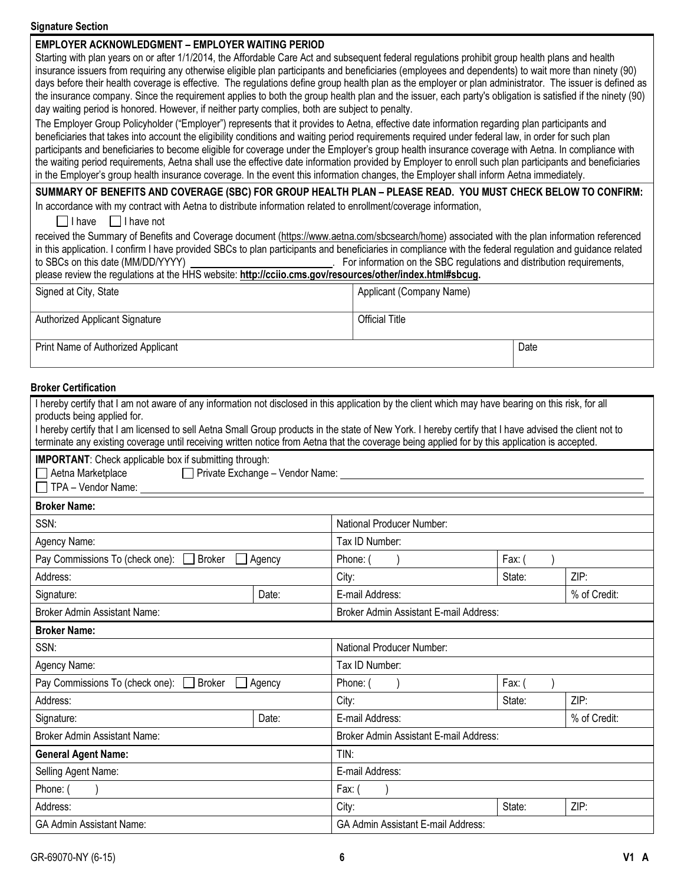**Signature Section**

**EMPLOYER ACKNOWLEDGMENT – EMPLOYER WAITING PERIOD**

Starting with plan years on or after 1/1/2014, the Affordable Care Act and subsequent federal regulations prohibit group health plans and health insurance issuers from requiring any otherwise eligible plan participants and beneficiaries (employees and dependents) to wait more than ninety (90) days before their health coverage is effective. The regulations define group health plan as the employer or plan administrator. The issuer is defined as the insurance company. Since the requirement applies to both the group health plan and the issuer, each party's obligation is satisfied if the ninety (90) day waiting period is honored. However, if neither party complies, both are subject to penalty.

The Employer Group Policyholder ("Employer") represents that it provides to Aetna, effective date information regarding plan participants and beneficiaries that takes into account the eligibility conditions and waiting period requirements required under federal law, in order for such plan participants and beneficiaries to become eligible for coverage under the Employer's group health insurance coverage with Aetna. In compliance with the waiting period requirements, Aetna shall use the effective date information provided by Employer to enroll such plan participants and beneficiaries in the Employer's group health insurance coverage. In the event this information changes, the Employer shall inform Aetna immediately.

**SUMMARY OF BENEFITS AND COVERAGE (SBC) FOR GROUP HEALTH PLAN – PLEASE READ. YOU MUST CHECK BELOW TO CONFIRM:**

In accordance with my contract with Aetna to distribute information related to enrollment/coverage information,

☐ I have ☐ I have not

received the Summary of Benefits and Coverage document (https://www.aetna.com/sbcsearch/home) associated with the plan information referenced in this application. I confirm I have provided SBCs to plan participants and beneficiaries in compliance with the federal regulation and guidance related to SBCs on this date (MM/DD/YYYY) \_\_\_\_\_\_\_\_\_\_\_\_\_\_\_\_\_\_\_\_. For information on the SBC regulations and distribution requirements, please review the regulations at the HHS website: **http://cciio.cms.gov/resources/other/index.html#sbcug.**

| | | |
|---|---|---|
| Signed at City, State | Applicant (Company Name) | |
| Authorized Applicant Signature | Official Title | |
| Print Name of Authorized Applicant | | Date |

**Broker Certification**

I hereby certify that I am not aware of any information not disclosed in this application by the client which may have bearing on this risk, for all products being applied for.

I hereby certify that I am licensed to sell Aetna Small Group products in the state of New York. I hereby certify that I have advised the client not to terminate any existing coverage until receiving written notice from Aetna that the coverage being applied for by this application is accepted.

**IMPORTANT**: Check applicable box if submitting through:

☐ Aetna Marketplace ☐ Private Exchange – Vendor Name: \_\_\_\_\_\_\_\_\_\_\_\_\_\_\_\_\_\_\_\_

☐ TPA – Vendor Name: \_\_\_\_\_\_\_\_\_\_\_\_\_\_\_\_\_\_\_\_

| | | | | |
|---|---|---|---|---|
| **Broker Name:** | | | | |
| SSN: | | National Producer Number: | | |
| Agency Name: | | Tax ID Number: | | |
| Pay Commissions To (check one): ☐ Broker ☐ Agency | | Phone: ( ) | Fax: ( ) | |
| Address: | | City: | State: | ZIP: |
| Signature: | Date: | E-mail Address: | | % of Credit: |
| Broker Admin Assistant Name: | | Broker Admin Assistant E-mail Address: | | |
| **Broker Name:** | | | | |
| SSN: | | National Producer Number: | | |
| Agency Name: | | Tax ID Number: | | |
| Pay Commissions To (check one): ☐ Broker ☐ Agency | | Phone: ( ) | Fax: ( ) | |
| Address: | | City: | State: | ZIP: |
| Signature: | Date: | E-mail Address: | | % of Credit: |
| Broker Admin Assistant Name: | | Broker Admin Assistant E-mail Address: | | |
| **General Agent Name:** | | TIN: | | |
| Selling Agent Name: | | E-mail Address: | | |
| Phone: ( ) | | Fax: ( ) | | |
| Address: | | City: | State: | ZIP: |
| GA Admin Assistant Name: | | GA Admin Assistant E-mail Address: | | |

GR-69070-NY (6-15) V1 A